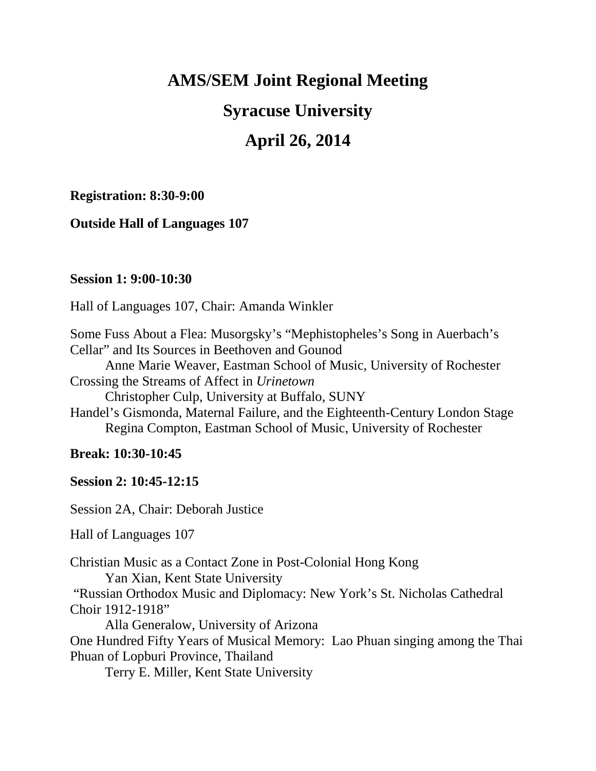# AMS/SEM Joint Regional Meeting

# Syracuse University

# April 26, 2014

**Registration: 8:30-9:00**

**Outside Hall of Languages 107**

**Session 1: 9:00-10:30**

Hall of Languages 107, Chair: Amanda Winkler

Some Fuss About a Flea: Musorgsky's "Mephistopheles's Song in Auerbach's Cellar" and Its Sources in Beethoven and Gounod
    Anne Marie Weaver, Eastman School of Music, University of Rochester
Crossing the Streams of Affect in *Urinetown*
    Christopher Culp, University at Buffalo, SUNY
Handel's Gismonda, Maternal Failure, and the Eighteenth-Century London Stage
    Regina Compton, Eastman School of Music, University of Rochester

**Break: 10:30-10:45**

**Session 2: 10:45-12:15**

Session 2A, Chair: Deborah Justice

Hall of Languages 107

Christian Music as a Contact Zone in Post-Colonial Hong Kong
    Yan Xian, Kent State University
"Russian Orthodox Music and Diplomacy: New York's St. Nicholas Cathedral Choir 1912-1918"
    Alla Generalow, University of Arizona
One Hundred Fifty Years of Musical Memory: Lao Phuan singing among the Thai Phuan of Lopburi Province, Thailand
    Terry E. Miller, Kent State University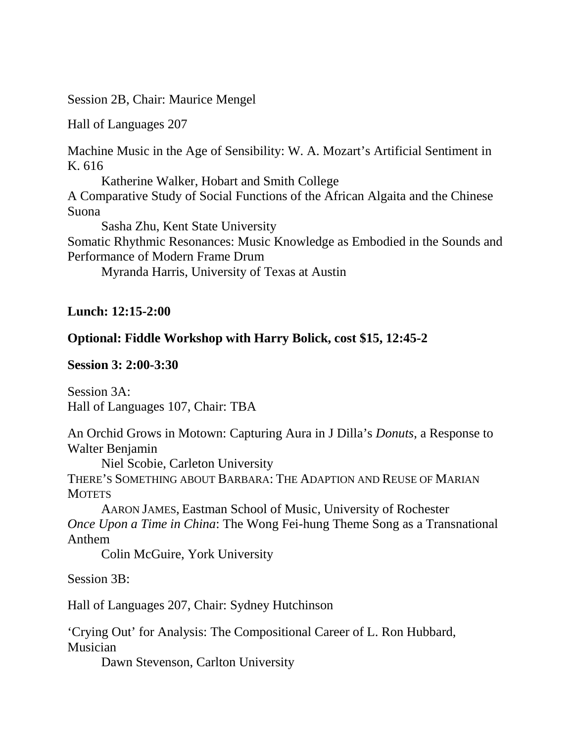Session 2B, Chair: Maurice Mengel

Hall of Languages 207

Machine Music in the Age of Sensibility: W. A. Mozart's Artificial Sentiment in K. 616
  Katherine Walker, Hobart and Smith College

A Comparative Study of Social Functions of the African Algaita and the Chinese Suona
  Sasha Zhu, Kent State University

Somatic Rhythmic Resonances: Music Knowledge as Embodied in the Sounds and Performance of Modern Frame Drum
  Myranda Harris, University of Texas at Austin

**Lunch: 12:15-2:00**

**Optional: Fiddle Workshop with Harry Bolick, cost $15, 12:45-2**

**Session 3: 2:00-3:30**

Session 3A:
Hall of Languages 107, Chair: TBA

An Orchid Grows in Motown: Capturing Aura in J Dilla's *Donuts*, a Response to Walter Benjamin
  Niel Scobie, Carleton University

THERE'S SOMETHING ABOUT BARBARA: THE ADAPTION AND REUSE OF MARIAN MOTETS
  AARON JAMES, Eastman School of Music, University of Rochester

*Once Upon a Time in China*: The Wong Fei-hung Theme Song as a Transnational Anthem
  Colin McGuire, York University

Session 3B:

Hall of Languages 207, Chair: Sydney Hutchinson

'Crying Out' for Analysis: The Compositional Career of L. Ron Hubbard, Musician
  Dawn Stevenson, Carlton University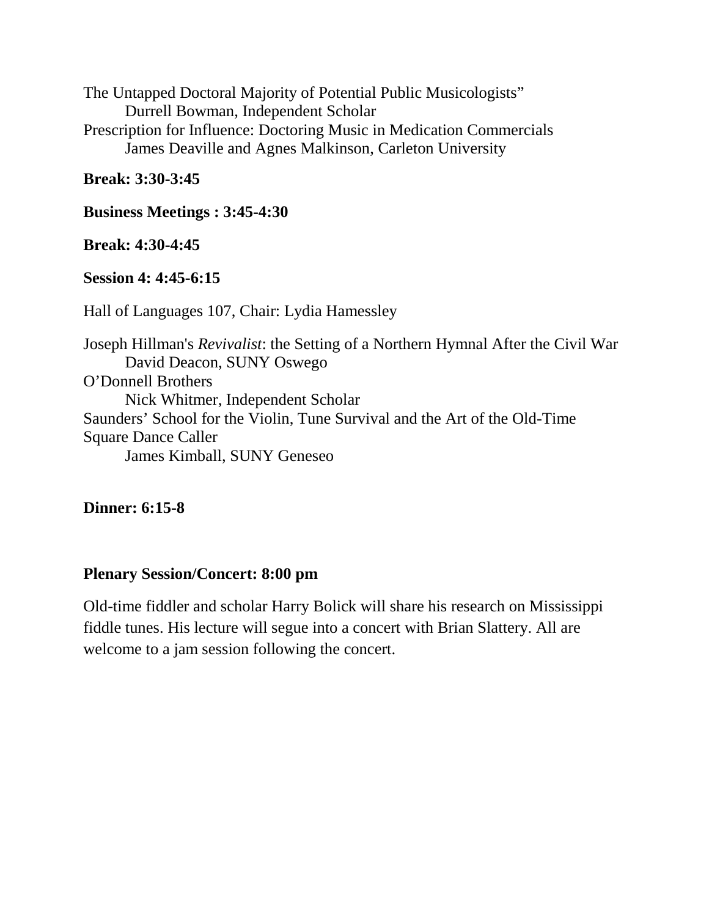The Untapped Doctoral Majority of Potential Public Musicologists"
    Durrell Bowman, Independent Scholar
Prescription for Influence: Doctoring Music in Medication Commercials
    James Deaville and Agnes Malkinson, Carleton University

**Break: 3:30-3:45**

**Business Meetings : 3:45-4:30**

**Break: 4:30-4:45**

**Session 4: 4:45-6:15**

Hall of Languages 107, Chair: Lydia Hamessley

Joseph Hillman's *Revivalist*: the Setting of a Northern Hymnal After the Civil War
    David Deacon, SUNY Oswego
O'Donnell Brothers
    Nick Whitmer, Independent Scholar
Saunders' School for the Violin, Tune Survival and the Art of the Old-Time Square Dance Caller
    James Kimball, SUNY Geneseo

**Dinner: 6:15-8**

**Plenary Session/Concert: 8:00 pm**

Old-time fiddler and scholar Harry Bolick will share his research on Mississippi fiddle tunes. His lecture will segue into a concert with Brian Slattery. All are welcome to a jam session following the concert.